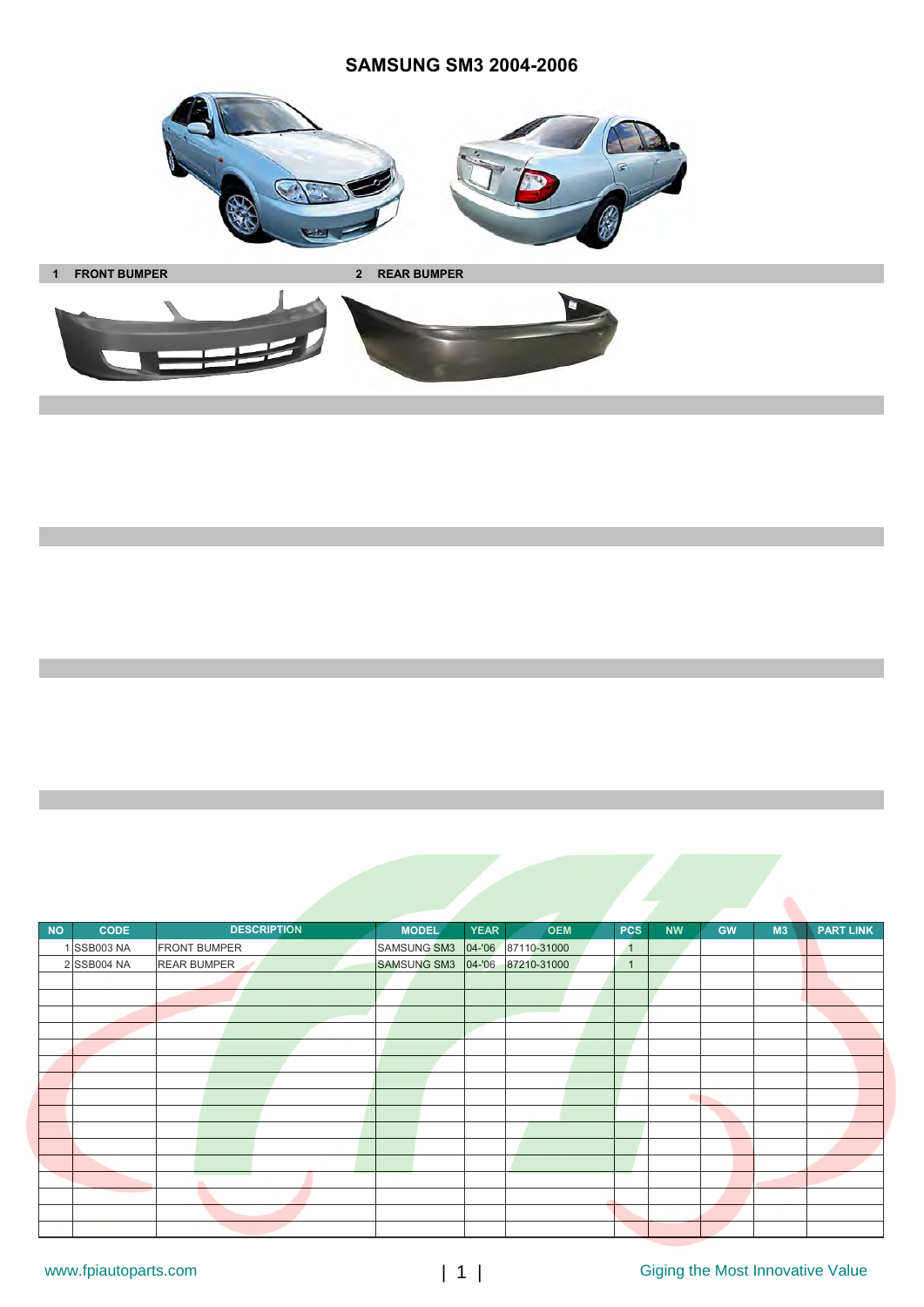# SAMSUNG SM3 2004-2006

**1 FRONT BUMPER**

**2 REAR BUMPER**

| NO | CODE | DESCRIPTION | MODEL | YEAR | OEM | PCS | NW | GW | M3 | PART LINK |
|---|---|---|---|---|---|---|---|---|---|---|
| 1 | SSB003 NA | FRONT BUMPER | SAMSUNG SM3 | 04-'06 | 87110-31000 | 1 | | | | |
| 2 | SSB004 NA | REAR BUMPER | SAMSUNG SM3 | 04-'06 | 87210-31000 | 1 | | | | |

www.fpiautoparts.com

Giging the Most Innovative Value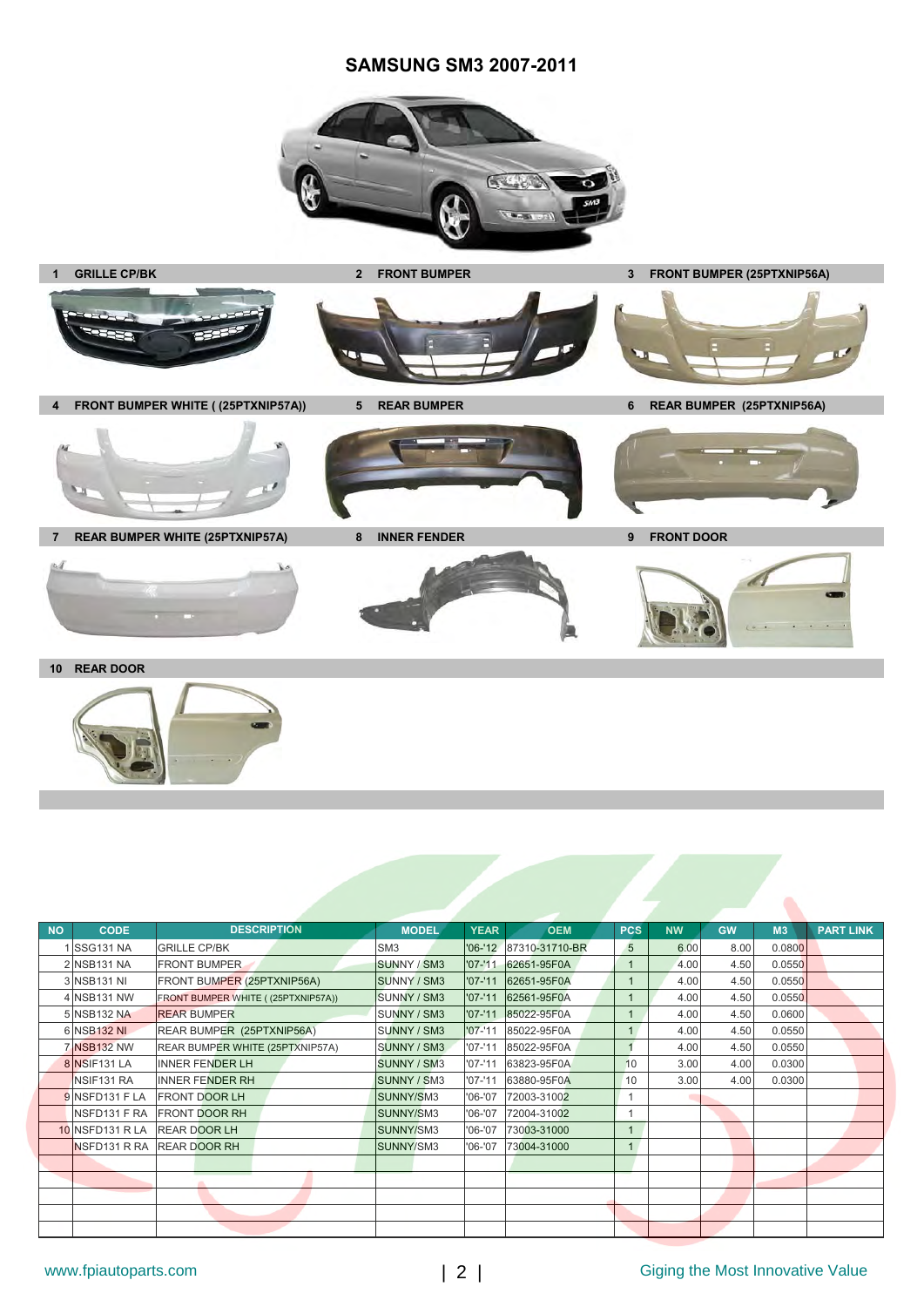# SAMSUNG SM3 2007-2011

1 GRILLE CP/BK

2 FRONT BUMPER

3 FRONT BUMPER (25PTXNIP56A)

4 FRONT BUMPER WHITE ( (25PTXNIP57A))

5 REAR BUMPER

6 REAR BUMPER (25PTXNIP56A)

7 REAR BUMPER WHITE (25PTXNIP57A)

8 INNER FENDER

9 FRONT DOOR

10 REAR DOOR

| NO | CODE | DESCRIPTION | MODEL | YEAR | OEM | PCS | NW | GW | M3 | PART LINK |
|---|---|---|---|---|---|---|---|---|---|---|
| 1 | SSG131 NA | GRILLE CP/BK | SM3 | '06-'12 | 87310-31710-BR | 5 | 6.00 | 8.00 | 0.0800 | |
| 2 | NSB131 NA | FRONT BUMPER | SUNNY / SM3 | '07-'11 | 62651-95F0A | 1 | 4.00 | 4.50 | 0.0550 | |
| 3 | NSB131 NI | FRONT BUMPER (25PTXNIP56A) | SUNNY / SM3 | '07-'11 | 62651-95F0A | 1 | 4.00 | 4.50 | 0.0550 | |
| 4 | NSB131 NW | FRONT BUMPER WHITE ( (25PTXNIP57A)) | SUNNY / SM3 | '07-'11 | 62651-95F0A | 1 | 4.00 | 4.50 | 0.0550 | |
| 5 | NSB132 NA | REAR BUMPER | SUNNY / SM3 | '07-'11 | 85022-95F0A | 1 | 4.00 | 4.50 | 0.0600 | |
| 6 | NSB132 NI | REAR BUMPER (25PTXNIP56A) | SUNNY / SM3 | '07-'11 | 85022-95F0A | 1 | 4.00 | 4.50 | 0.0550 | |
| 7 | NSB132 NW | REAR BUMPER WHITE (25PTXNIP57A) | SUNNY / SM3 | '07-'11 | 85022-95F0A | 1 | 4.00 | 4.50 | 0.0550 | |
| 8 | NSIF131 LA | INNER FENDER LH | SUNNY / SM3 | '07-'11 | 63823-95F0A | 10 | 3.00 | 4.00 | 0.0300 | |
| | NSIF131 RA | INNER FENDER RH | SUNNY / SM3 | '07-'11 | 63880-95F0A | 10 | 3.00 | 4.00 | 0.0300 | |
| 9 | NSFD131 F LA | FRONT DOOR LH | SUNNY/SM3 | '06-'07 | 72003-31002 | 1 | | | | |
| | NSFD131 F RA | FRONT DOOR RH | SUNNY/SM3 | '06-'07 | 72004-31002 | 1 | | | | |
| 10 | NSFD131 R LA | REAR DOOR LH | SUNNY/SM3 | '06-'07 | 73003-31000 | 1 | | | | |
| | NSFD131 R RA | REAR DOOR RH | SUNNY/SM3 | '06-'07 | 73004-31000 | 1 | | | | |

www.fpiautoparts.com

Giging the Most Innovative Value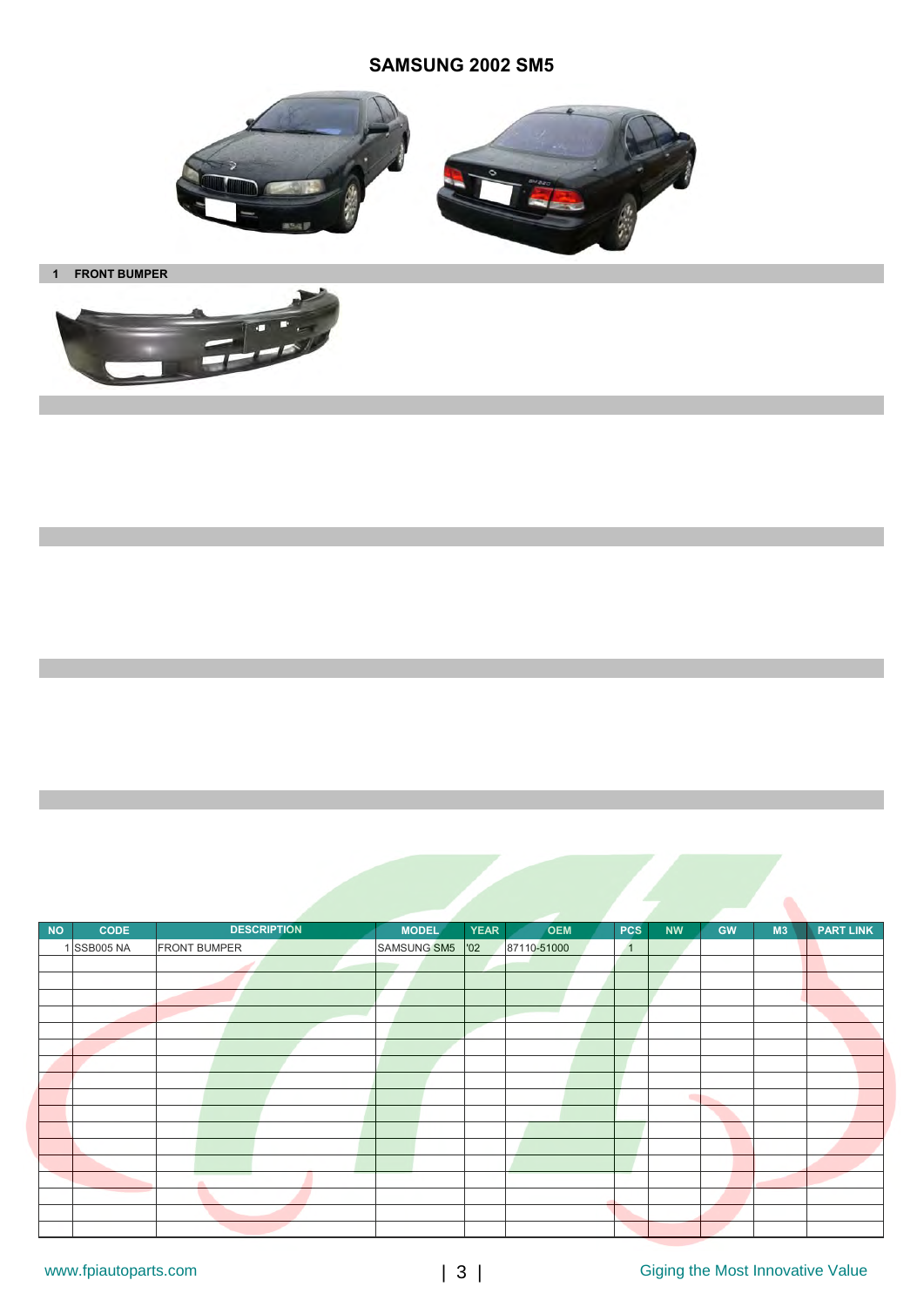# SAMSUNG 2002 SM5

**1 FRONT BUMPER**

| NO | CODE | DESCRIPTION | MODEL | YEAR | OEM | PCS | NW | GW | M3 | PART LINK |
|---|---|---|---|---|---|---|---|---|---|---|
| 1 | SSB005 NA | FRONT BUMPER | SAMSUNG SM5 | '02 | 87110-51000 | 1 | | | | |

www.fpiautoparts.com

Giging the Most Innovative Value